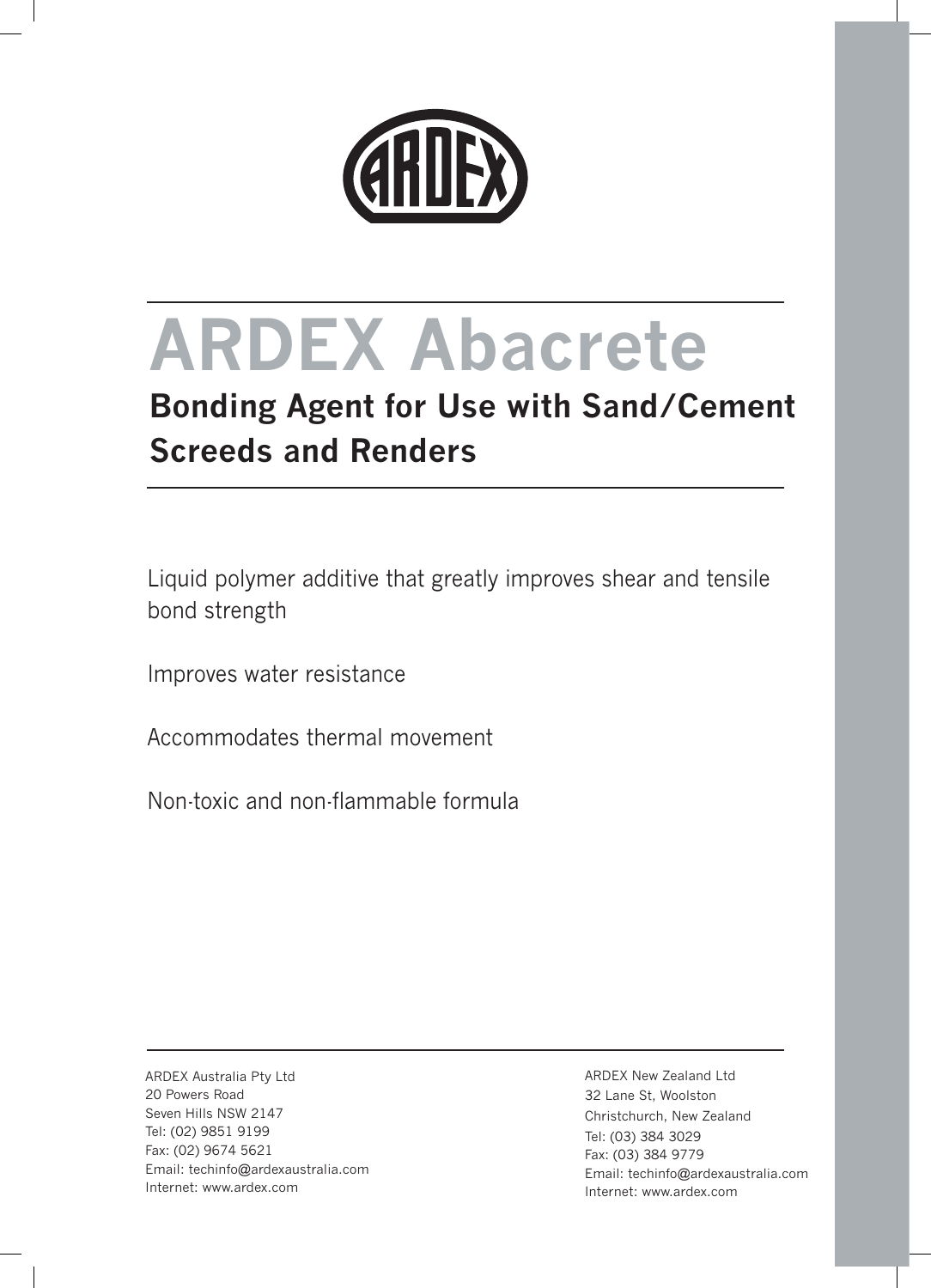# ARDEX Abacrete

## Bonding Agent for Use with Sand/Cement Screeds and Renders

Liquid polymer additive that greatly improves shear and tensile bond strength

Improves water resistance

Accommodates thermal movement

Non-toxic and non-flammable formula

ARDEX Australia Pty Ltd
20 Powers Road
Seven Hills NSW 2147
Tel: (02) 9851 9199
Fax: (02) 9674 5621
Email: techinfo@ardexaustralia.com
Internet: www.ardex.com

ARDEX New Zealand Ltd
32 Lane St, Woolston
Christchurch, New Zealand
Tel: (03) 384 3029
Fax: (03) 384 9779
Email: techinfo@ardexaustralia.com
Internet: www.ardex.com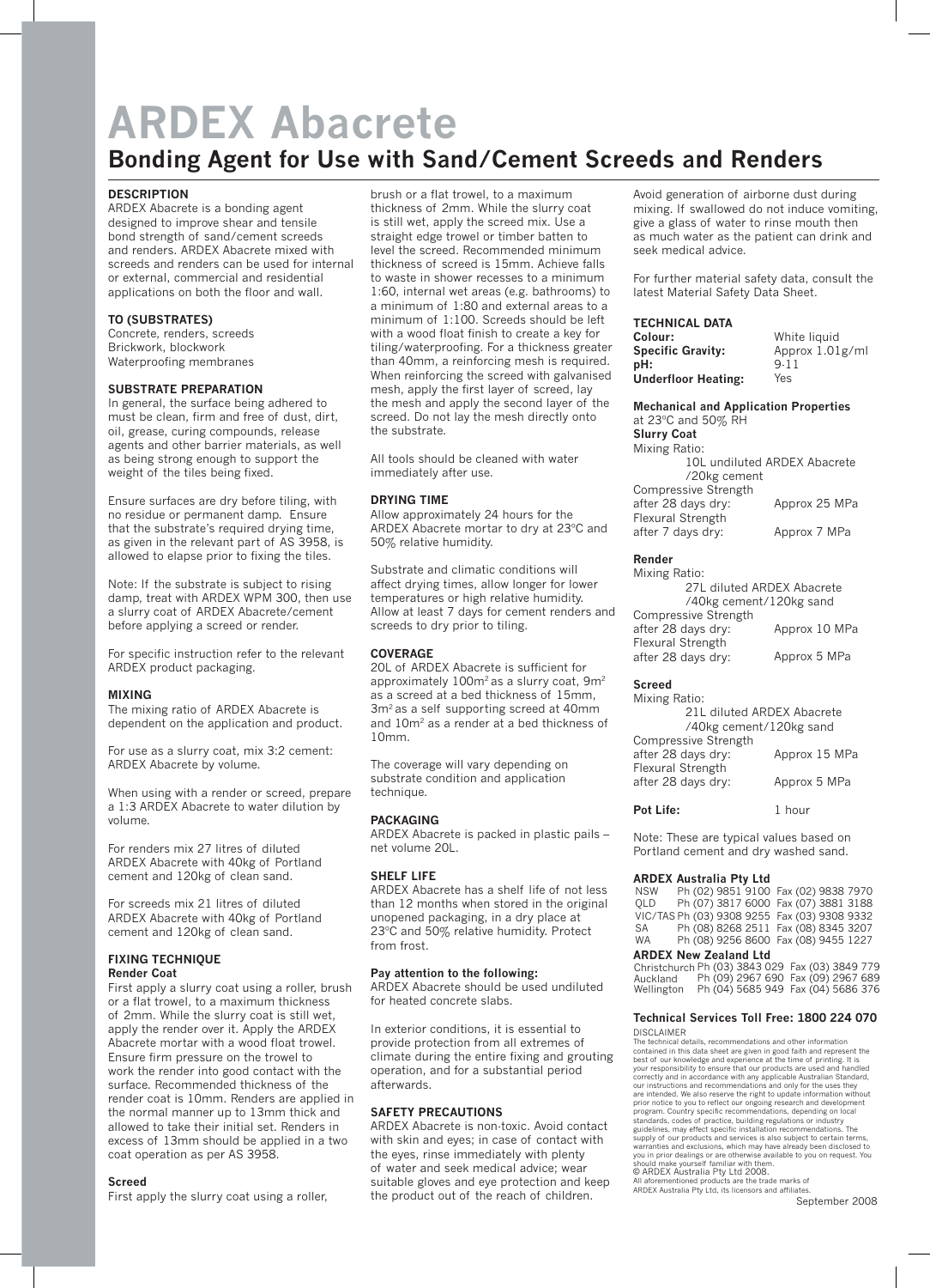# ARDEX Abacrete

## Bonding Agent for Use with Sand/Cement Screeds and Renders

### DESCRIPTION

ARDEX Abacrete is a bonding agent designed to improve shear and tensile bond strength of sand/cement screeds and renders. ARDEX Abacrete mixed with screeds and renders can be used for internal or external, commercial and residential applications on both the floor and wall.

### TO (SUBSTRATES)

Concrete, renders, screeds
Brickwork, blockwork
Waterproofing membranes

### SUBSTRATE PREPARATION

In general, the surface being adhered to must be clean, firm and free of dust, dirt, oil, grease, curing compounds, release agents and other barrier materials, as well as being strong enough to support the weight of the tiles being fixed.

Ensure surfaces are dry before tiling, with no residue or permanent damp. Ensure that the substrate's required drying time, as given in the relevant part of AS 3958, is allowed to elapse prior to fixing the tiles.

Note: If the substrate is subject to rising damp, treat with ARDEX WPM 300, then use a slurry coat of ARDEX Abacrete/cement before applying a screed or render.

For specific instruction refer to the relevant ARDEX product packaging.

### MIXING

The mixing ratio of ARDEX Abacrete is dependent on the application and product.

For use as a slurry coat, mix 3:2 cement: ARDEX Abacrete by volume.

When using with a render or screed, prepare a 1:3 ARDEX Abacrete to water dilution by volume.

For renders mix 27 litres of diluted ARDEX Abacrete with 40kg of Portland cement and 120kg of clean sand.

For screeds mix 21 litres of diluted ARDEX Abacrete with 40kg of Portland cement and 120kg of clean sand.

### FIXING TECHNIQUE

**Render Coat**

First apply a slurry coat using a roller, brush or a flat trowel, to a maximum thickness of 2mm. While the slurry coat is still wet, apply the render over it. Apply the ARDEX Abacrete mortar with a wood float trowel. Ensure firm pressure on the trowel to work the render into good contact with the surface. Recommended thickness of the render coat is 10mm. Renders are applied in the normal manner up to 13mm thick and allowed to take their initial set. Renders in excess of 13mm should be applied in a two coat operation as per AS 3958.

**Screed**

First apply the slurry coat using a roller, brush or a flat trowel, to a maximum thickness of 2mm. While the slurry coat is still wet, apply the screed mix. Use a straight edge trowel or timber batten to level the screed. Recommended minimum thickness of screed is 15mm. Achieve falls to waste in shower recesses to a minimum 1:60, internal wet areas (e.g. bathrooms) to a minimum of 1:80 and external areas to a minimum of 1:100. Screeds should be left with a wood float finish to create a key for tiling/waterproofing. For a thickness greater than 40mm, a reinforcing mesh is required. When reinforcing the screed with galvanised mesh, apply the first layer of screed, lay the mesh and apply the second layer of the screed. Do not lay the mesh directly onto the substrate.

All tools should be cleaned with water immediately after use.

### DRYING TIME

Allow approximately 24 hours for the ARDEX Abacrete mortar to dry at 23ºC and 50% relative humidity.

Substrate and climatic conditions will affect drying times, allow longer for lower temperatures or high relative humidity. Allow at least 7 days for cement renders and screeds to dry prior to tiling.

### COVERAGE

20L of ARDEX Abacrete is sufficient for approximately 100m² as a slurry coat, 9m² as a screed at a bed thickness of 15mm, 3m² as a self supporting screed at 40mm and 10m² as a render at a bed thickness of 10mm.

The coverage will vary depending on substrate condition and application technique.

### PACKAGING

ARDEX Abacrete is packed in plastic pails – net volume 20L.

### SHELF LIFE

ARDEX Abacrete has a shelf life of not less than 12 months when stored in the original unopened packaging, in a dry place at 23ºC and 50% relative humidity. Protect from frost.

### Pay attention to the following:

ARDEX Abacrete should be used undiluted for heated concrete slabs.

In exterior conditions, it is essential to provide protection from all extremes of climate during the entire fixing and grouting operation, and for a substantial period afterwards.

### SAFETY PRECAUTIONS

ARDEX Abacrete is non-toxic. Avoid contact with skin and eyes; in case of contact with the eyes, rinse immediately with plenty of water and seek medical advice; wear suitable gloves and eye protection and keep the product out of the reach of children.

Avoid generation of airborne dust during mixing. If swallowed do not induce vomiting, give a glass of water to rinse mouth then as much water as the patient can drink and seek medical advice.

For further material safety data, consult the latest Material Safety Data Sheet.

### TECHNICAL DATA

| | |
|---|---|
| **Colour:** | White liquid |
| **Specific Gravity:** | Approx 1.01g/ml |
| **pH:** | 9-11 |
| **Underfloor Heating:** | Yes |

**Mechanical and Application Properties**
at 23ºC and 50% RH

**Slurry Coat**

| | |
|---|---|
| Mixing Ratio: 10L undiluted ARDEX Abacrete /20kg cement | |
| Compressive Strength after 28 days dry: | Approx 25 MPa |
| Flexural Strength after 7 days dry: | Approx 7 MPa |

**Render**

| | |
|---|---|
| Mixing Ratio: 27L diluted ARDEX Abacrete /40kg cement/120kg sand | |
| Compressive Strength after 28 days dry: | Approx 10 MPa |
| Flexural Strength after 28 days dry: | Approx 5 MPa |

**Screed**

| | |
|---|---|
| Mixing Ratio: 21L diluted ARDEX Abacrete /40kg cement/120kg sand | |
| Compressive Strength after 28 days dry: | Approx 15 MPa |
| Flexural Strength after 28 days dry: | Approx 5 MPa |

**Pot Life:** 1 hour

Note: These are typical values based on Portland cement and dry washed sand.

**ARDEX Australia Pty Ltd**

| | | |
|---|---|---|
| NSW | Ph (02) 9851 9100 | Fax (02) 9838 7970 |
| QLD | Ph (07) 3817 6000 | Fax (07) 3881 3188 |
| VIC/TAS | Ph (03) 9308 9255 | Fax (03) 9308 9332 |
| SA | Ph (08) 8268 2511 | Fax (08) 8345 3207 |
| WA | Ph (08) 9256 8600 | Fax (08) 9455 1227 |

**ARDEX New Zealand Ltd**

| | | |
|---|---|---|
| Christchurch | Ph (03) 3843 029 | Fax (03) 3849 779 |
| Auckland | Ph (09) 2967 690 | Fax (09) 2967 689 |
| Wellington | Ph (04) 5685 949 | Fax (04) 5686 376 |

**Technical Services Toll Free: 1800 224 070**

DISCLAIMER
The technical details, recommendations and other information contained in this data sheet are given in good faith and represent the best of our knowledge and experience at the time of printing. It is your responsibility to ensure that our products are used and handled correctly and in accordance with any applicable Australian Standard, our instructions and recommendations and only for the uses they are intended. We also reserve the right to update information without prior notice to you to reflect our ongoing research and development program. Country specific recommendations, depending on local standards, codes of practice, building regulations or industry guidelines, may effect specific installation recommendations. The supply of our products and services is also subject to certain terms, warranties and exclusions, which may have already been disclosed to you in prior dealings or are otherwise available to you on request. You should make yourself familiar with them.
© ARDEX Australia Pty Ltd 2008.
All aforementioned products are the trade marks of ARDEX Australia Pty Ltd, its licensors and affiliates.

September 2008